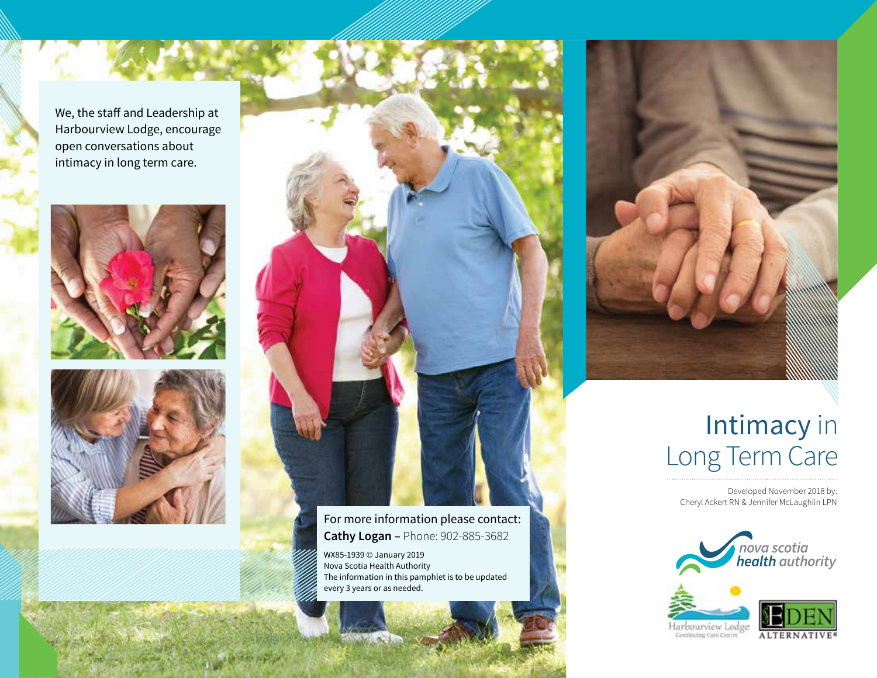We, the staff and Leadership at Harbourview Lodge, encourage open conversations about intimacy in long term care.

For more information please contact:
**Cathy Logan –** Phone: 902-885-3682

WX85-1939 © January 2019
Nova Scotia Health Authority
The information in this pamphlet is to be updated every 3 years or as needed.

# Intimacy in Long Term Care

Developed November 2018 by:
Cheryl Ackert RN & Jennifer McLaughlin LPN

nova scotia health authority

Harbourview Lodge Continuing Care Centre

EDEN ALTERNATIVE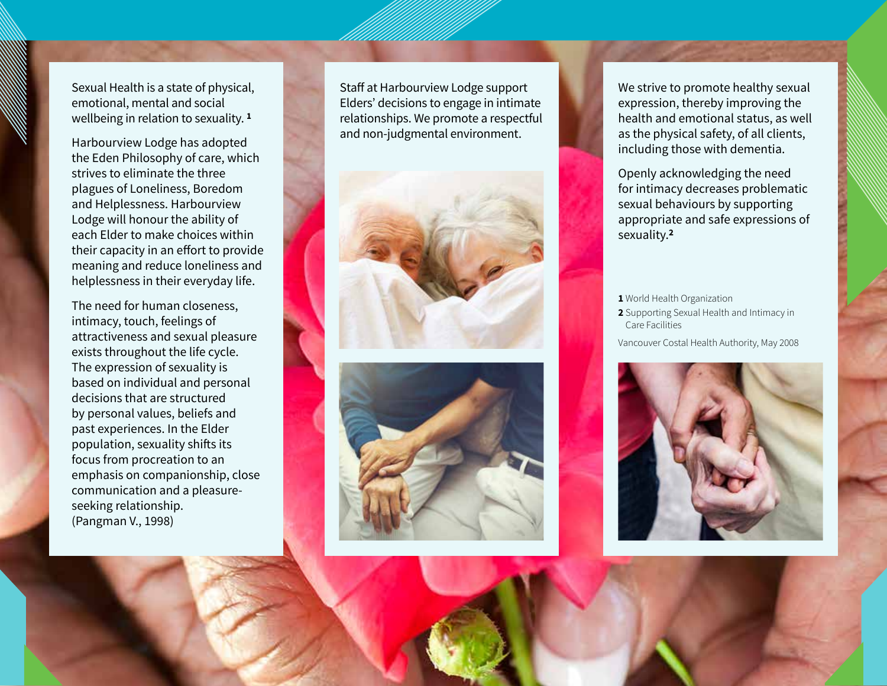Sexual Health is a state of physical, emotional, mental and social wellbeing in relation to sexuality.[1]

Harbourview Lodge has adopted the Eden Philosophy of care, which strives to eliminate the three plagues of Loneliness, Boredom and Helplessness. Harbourview Lodge will honour the ability of each Elder to make choices within their capacity in an effort to provide meaning and reduce loneliness and helplessness in their everyday life.

The need for human closeness, intimacy, touch, feelings of attractiveness and sexual pleasure exists throughout the life cycle. The expression of sexuality is based on individual and personal decisions that are structured by personal values, beliefs and past experiences. In the Elder population, sexuality shifts its focus from procreation to an emphasis on companionship, close communication and a pleasure-seeking relationship.
(Pangman V., 1998)

Staff at Harbourview Lodge support Elders' decisions to engage in intimate relationships. We promote a respectful and non-judgmental environment.

We strive to promote healthy sexual expression, thereby improving the health and emotional status, as well as the physical safety, of all clients, including those with dementia.

Openly acknowledging the need for intimacy decreases problematic sexual behaviours by supporting appropriate and safe expressions of sexuality.[2]

**1** World Health Organization
**2** Supporting Sexual Health and Intimacy in Care Facilities

Vancouver Costal Health Authority, May 2008